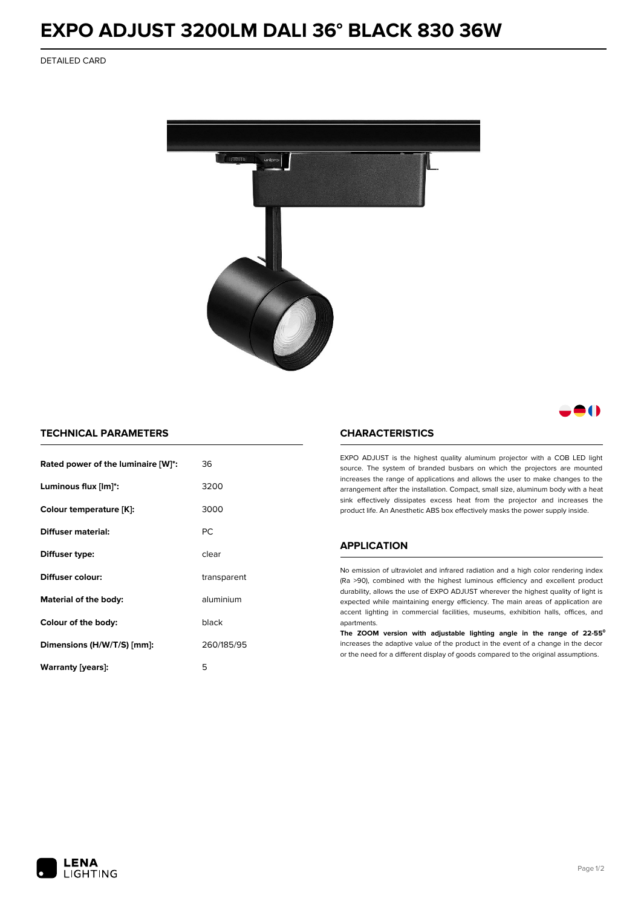# EXPO ADJUST 3200LM DALI 36° BLACK 830 36W

DETAILED CARD

## TECHNICAL PARAMETERS

| | |
|---|---|
| **Rated power of the luminaire [W]*:** | 36 |
| **Luminous flux [lm]*:** | 3200 |
| **Colour temperature [K]:** | 3000 |
| **Diffuser material:** | PC |
| **Diffuser type:** | clear |
| **Diffuser colour:** | transparent |
| **Material of the body:** | aluminium |
| **Colour of the body:** | black |
| **Dimensions (H/W/T/S) [mm]:** | 260/185/95 |
| **Warranty [years]:** | 5 |

## CHARACTERISTICS

EXPO ADJUST is the highest quality aluminum projector with a COB LED light source. The system of branded busbars on which the projectors are mounted increases the range of applications and allows the user to make changes to the arrangement after the installation. Compact, small size, aluminum body with a heat sink effectively dissipates excess heat from the projector and increases the product life. An Anesthetic ABS box effectively masks the power supply inside.

## APPLICATION

No emission of ultraviolet and infrared radiation and a high color rendering index (Ra >90), combined with the highest luminous efficiency and excellent product durability, allows the use of EXPO ADJUST wherever the highest quality of light is expected while maintaining energy efficiency. The main areas of application are accent lighting in commercial facilities, museums, exhibition halls, offices, and apartments.

**The ZOOM version with adjustable lighting angle in the range of 22-55°** increases the adaptive value of the product in the event of a change in the decor or the need for a different display of goods compared to the original assumptions.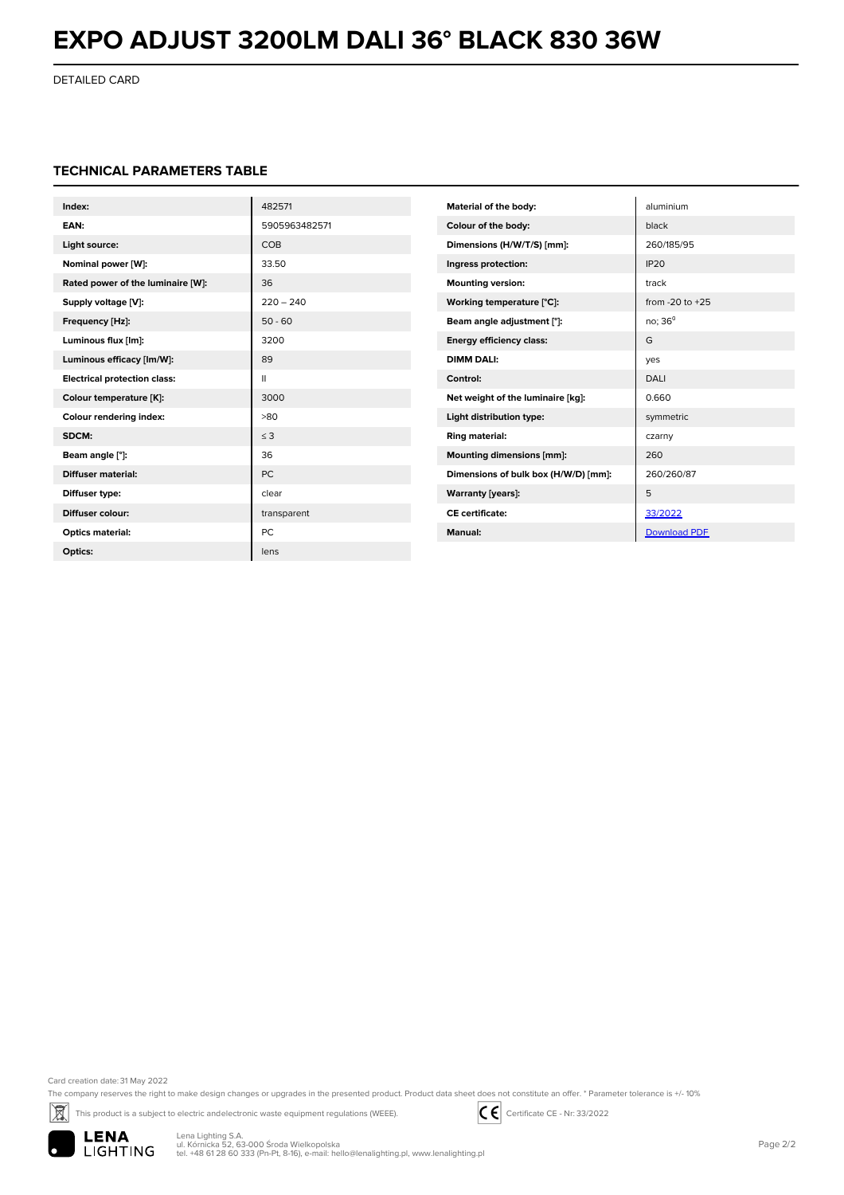# EXPO ADJUST 3200LM DALI 36° BLACK 830 36W

DETAILED CARD

## TECHNICAL PARAMETERS TABLE

| | |
|---|---|
| **Index:** | 482571 |
| **EAN:** | 5905963482571 |
| **Light source:** | COB |
| **Nominal power [W]:** | 33.50 |
| **Rated power of the luminaire [W]:** | 36 |
| **Supply voltage [V]:** | 220 – 240 |
| **Frequency [Hz]:** | 50 - 60 |
| **Luminous flux [lm]:** | 3200 |
| **Luminous efficacy [lm/W]:** | 89 |
| **Electrical protection class:** | II |
| **Colour temperature [K]:** | 3000 |
| **Colour rendering index:** | >80 |
| **SDCM:** | ≤ 3 |
| **Beam angle [°]:** | 36 |
| **Diffuser material:** | PC |
| **Diffuser type:** | clear |
| **Diffuser colour:** | transparent |
| **Optics material:** | PC |
| **Optics:** | lens |

| | |
|---|---|
| **Material of the body:** | aluminium |
| **Colour of the body:** | black |
| **Dimensions (H/W/T/S) [mm]:** | 260/185/95 |
| **Ingress protection:** | IP20 |
| **Mounting version:** | track |
| **Working temperature [°C]:** | from -20 to +25 |
| **Beam angle adjustment [°]:** | no; 36° |
| **Energy efficiency class:** | G |
| **DIMM DALI:** | yes |
| **Control:** | DALI |
| **Net weight of the luminaire [kg]:** | 0.660 |
| **Light distribution type:** | symmetric |
| **Ring material:** | czarny |
| **Mounting dimensions [mm]:** | 260 |
| **Dimensions of bulk box (H/W/D) [mm]:** | 260/260/87 |
| **Warranty [years]:** | 5 |
| **CE certificate:** | 33/2022 |
| **Manual:** | Download PDF |

Card creation date: 31 May 2022

The company reserves the right to make design changes or upgrades in the presented product. Product data sheet does not constitute an offer. * Parameter tolerance is +/- 10%

This product is a subject to electric andelectronic waste equipment regulations (WEEE).

Certificate CE - Nr: 33/2022

Lena Lighting S.A.
ul. Kórnicka 52, 63-000 Środa Wielkopolska
tel. +48 61 28 60 333 (Pn-Pt, 8-16), e-mail: hello@lenalighting.pl, www.lenalighting.pl